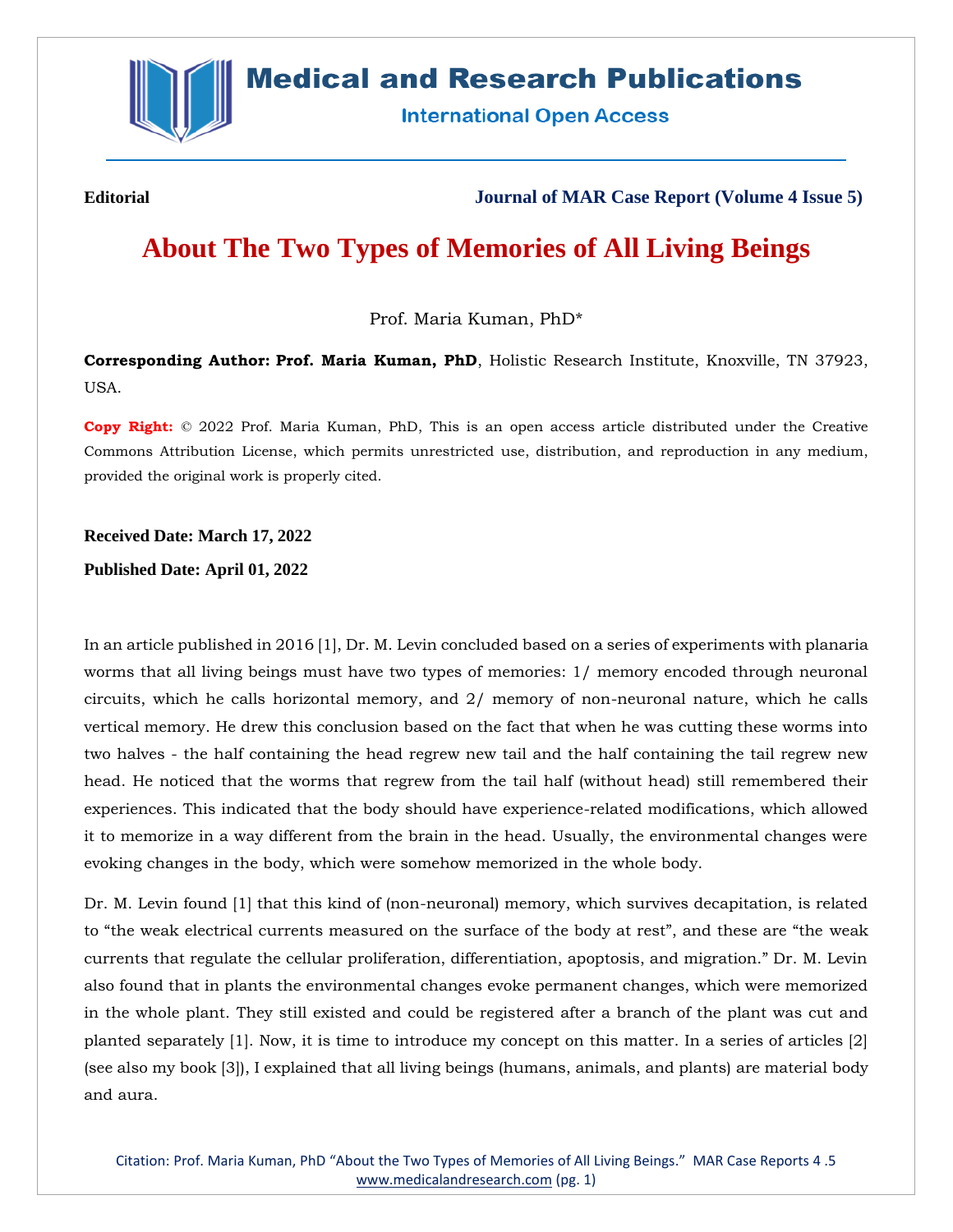**Editorial**

**Journal of MAR Case Report (Volume 4 Issue 5)**

# About The Two Types of Memories of All Living Beings

Prof. Maria Kuman, PhD*

**Corresponding Author: Prof. Maria Kuman, PhD**, Holistic Research Institute, Knoxville, TN 37923, USA.

**Copy Right:** © 2022 Prof. Maria Kuman, PhD, This is an open access article distributed under the Creative Commons Attribution License, which permits unrestricted use, distribution, and reproduction in any medium, provided the original work is properly cited.

**Received Date: March 17, 2022**

**Published Date: April 01, 2022**

In an article published in 2016 [1], Dr. M. Levin concluded based on a series of experiments with planaria worms that all living beings must have two types of memories: 1/ memory encoded through neuronal circuits, which he calls horizontal memory, and 2/ memory of non-neuronal nature, which he calls vertical memory. He drew this conclusion based on the fact that when he was cutting these worms into two halves - the half containing the head regrew new tail and the half containing the tail regrew new head. He noticed that the worms that regrew from the tail half (without head) still remembered their experiences. This indicated that the body should have experience-related modifications, which allowed it to memorize in a way different from the brain in the head. Usually, the environmental changes were evoking changes in the body, which were somehow memorized in the whole body.

Dr. M. Levin found [1] that this kind of (non-neuronal) memory, which survives decapitation, is related to "the weak electrical currents measured on the surface of the body at rest", and these are "the weak currents that regulate the cellular proliferation, differentiation, apoptosis, and migration." Dr. M. Levin also found that in plants the environmental changes evoke permanent changes, which were memorized in the whole plant. They still existed and could be registered after a branch of the plant was cut and planted separately [1]. Now, it is time to introduce my concept on this matter. In a series of articles [2] (see also my book [3]), I explained that all living beings (humans, animals, and plants) are material body and aura.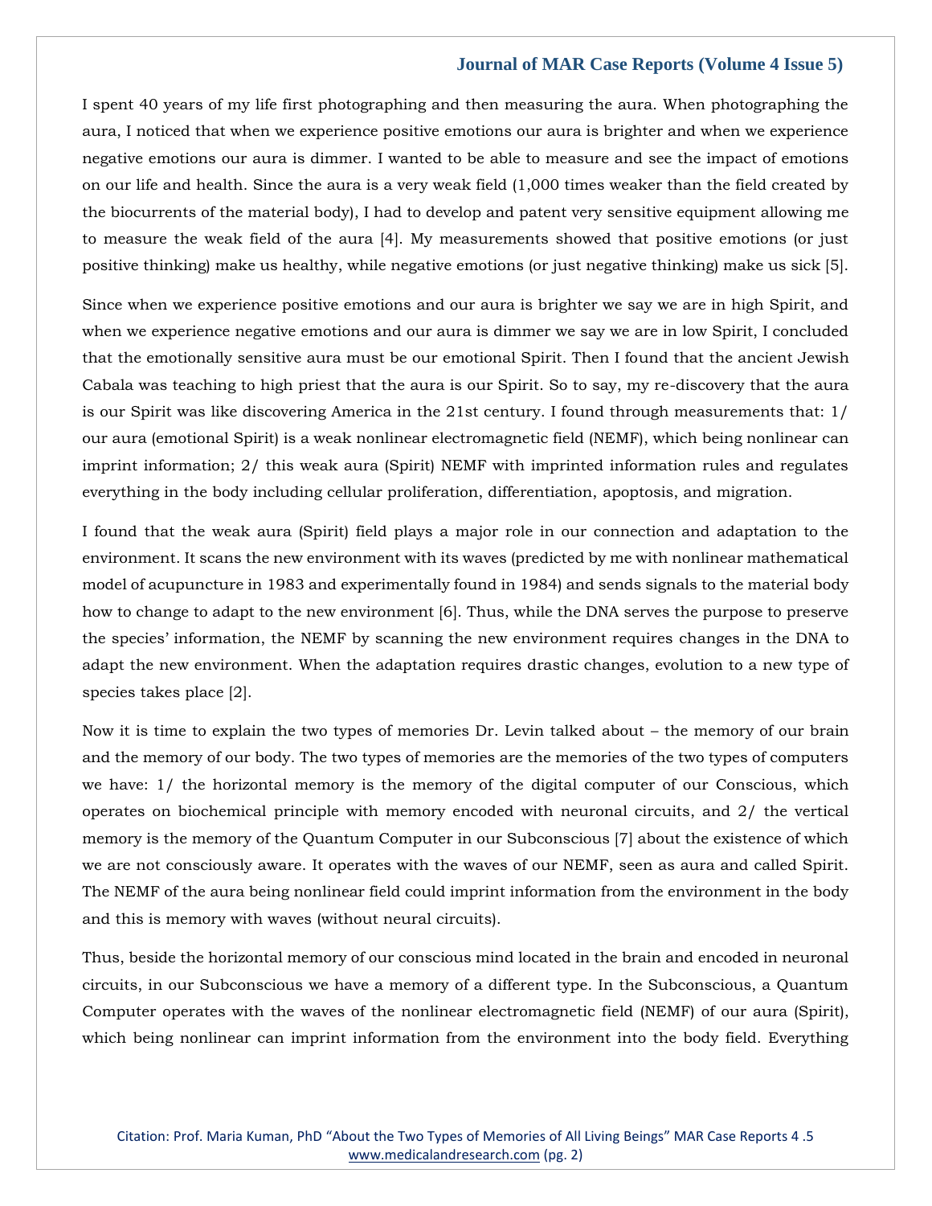I spent 40 years of my life first photographing and then measuring the aura. When photographing the aura, I noticed that when we experience positive emotions our aura is brighter and when we experience negative emotions our aura is dimmer. I wanted to be able to measure and see the impact of emotions on our life and health. Since the aura is a very weak field (1,000 times weaker than the field created by the biocurrents of the material body), I had to develop and patent very sensitive equipment allowing me to measure the weak field of the aura [4]. My measurements showed that positive emotions (or just positive thinking) make us healthy, while negative emotions (or just negative thinking) make us sick [5].

Since when we experience positive emotions and our aura is brighter we say we are in high Spirit, and when we experience negative emotions and our aura is dimmer we say we are in low Spirit, I concluded that the emotionally sensitive aura must be our emotional Spirit. Then I found that the ancient Jewish Cabala was teaching to high priest that the aura is our Spirit. So to say, my re-discovery that the aura is our Spirit was like discovering America in the 21st century. I found through measurements that: 1/ our aura (emotional Spirit) is a weak nonlinear electromagnetic field (NEMF), which being nonlinear can imprint information; 2/ this weak aura (Spirit) NEMF with imprinted information rules and regulates everything in the body including cellular proliferation, differentiation, apoptosis, and migration.

I found that the weak aura (Spirit) field plays a major role in our connection and adaptation to the environment. It scans the new environment with its waves (predicted by me with nonlinear mathematical model of acupuncture in 1983 and experimentally found in 1984) and sends signals to the material body how to change to adapt to the new environment [6]. Thus, while the DNA serves the purpose to preserve the species' information, the NEMF by scanning the new environment requires changes in the DNA to adapt the new environment. When the adaptation requires drastic changes, evolution to a new type of species takes place [2].

Now it is time to explain the two types of memories Dr. Levin talked about – the memory of our brain and the memory of our body. The two types of memories are the memories of the two types of computers we have: 1/ the horizontal memory is the memory of the digital computer of our Conscious, which operates on biochemical principle with memory encoded with neuronal circuits, and 2/ the vertical memory is the memory of the Quantum Computer in our Subconscious [7] about the existence of which we are not consciously aware. It operates with the waves of our NEMF, seen as aura and called Spirit. The NEMF of the aura being nonlinear field could imprint information from the environment in the body and this is memory with waves (without neural circuits).

Thus, beside the horizontal memory of our conscious mind located in the brain and encoded in neuronal circuits, in our Subconscious we have a memory of a different type. In the Subconscious, a Quantum Computer operates with the waves of the nonlinear electromagnetic field (NEMF) of our aura (Spirit), which being nonlinear can imprint information from the environment into the body field. Everything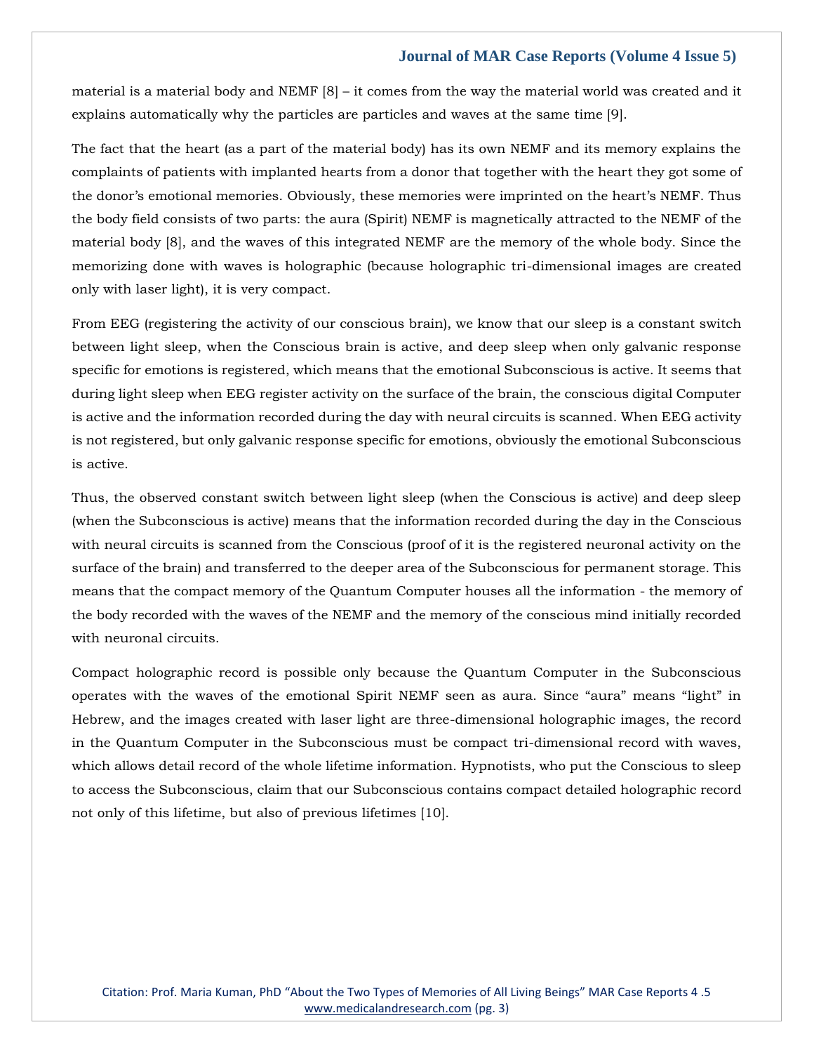material is a material body and NEMF [8] – it comes from the way the material world was created and it explains automatically why the particles are particles and waves at the same time [9].

The fact that the heart (as a part of the material body) has its own NEMF and its memory explains the complaints of patients with implanted hearts from a donor that together with the heart they got some of the donor's emotional memories. Obviously, these memories were imprinted on the heart's NEMF. Thus the body field consists of two parts: the aura (Spirit) NEMF is magnetically attracted to the NEMF of the material body [8], and the waves of this integrated NEMF are the memory of the whole body. Since the memorizing done with waves is holographic (because holographic tri-dimensional images are created only with laser light), it is very compact.

From EEG (registering the activity of our conscious brain), we know that our sleep is a constant switch between light sleep, when the Conscious brain is active, and deep sleep when only galvanic response specific for emotions is registered, which means that the emotional Subconscious is active. It seems that during light sleep when EEG register activity on the surface of the brain, the conscious digital Computer is active and the information recorded during the day with neural circuits is scanned. When EEG activity is not registered, but only galvanic response specific for emotions, obviously the emotional Subconscious is active.

Thus, the observed constant switch between light sleep (when the Conscious is active) and deep sleep (when the Subconscious is active) means that the information recorded during the day in the Conscious with neural circuits is scanned from the Conscious (proof of it is the registered neuronal activity on the surface of the brain) and transferred to the deeper area of the Subconscious for permanent storage. This means that the compact memory of the Quantum Computer houses all the information - the memory of the body recorded with the waves of the NEMF and the memory of the conscious mind initially recorded with neuronal circuits.

Compact holographic record is possible only because the Quantum Computer in the Subconscious operates with the waves of the emotional Spirit NEMF seen as aura. Since "aura" means "light" in Hebrew, and the images created with laser light are three-dimensional holographic images, the record in the Quantum Computer in the Subconscious must be compact tri-dimensional record with waves, which allows detail record of the whole lifetime information. Hypnotists, who put the Conscious to sleep to access the Subconscious, claim that our Subconscious contains compact detailed holographic record not only of this lifetime, but also of previous lifetimes [10].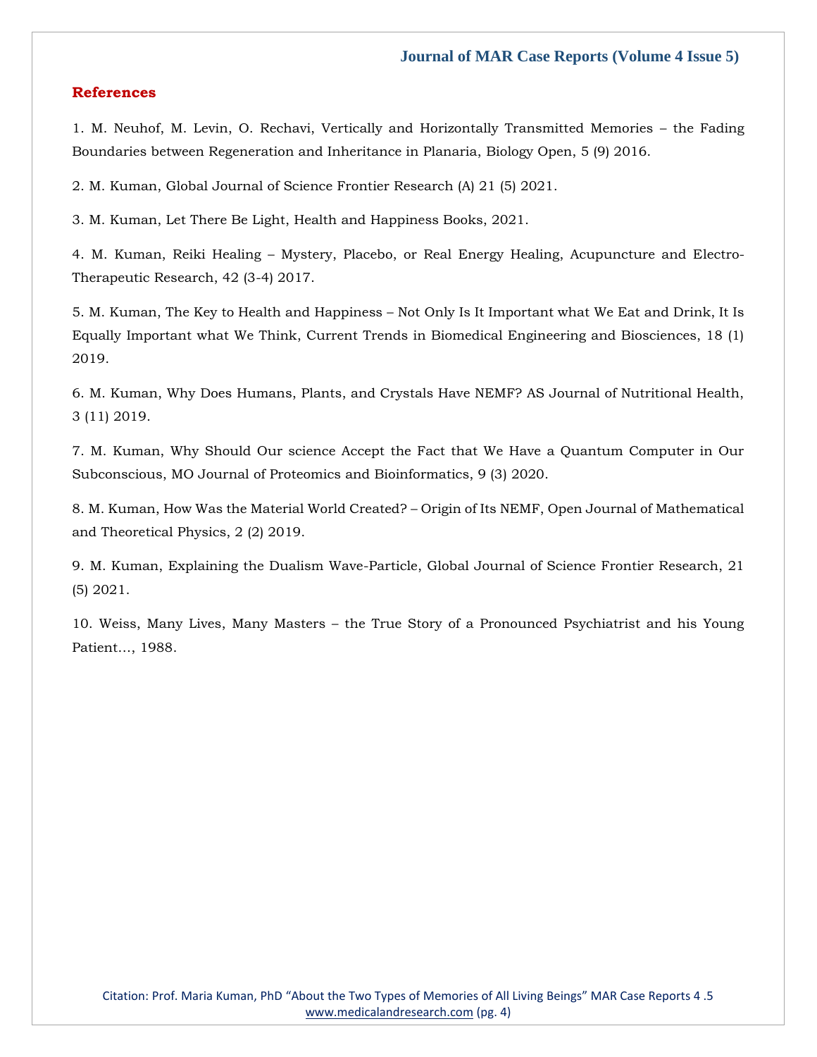## References

1. M. Neuhof, M. Levin, O. Rechavi, Vertically and Horizontally Transmitted Memories – the Fading Boundaries between Regeneration and Inheritance in Planaria, Biology Open, 5 (9) 2016.

2. M. Kuman, Global Journal of Science Frontier Research (A) 21 (5) 2021.

3. M. Kuman, Let There Be Light, Health and Happiness Books, 2021.

4. M. Kuman, Reiki Healing – Mystery, Placebo, or Real Energy Healing, Acupuncture and Electro-Therapeutic Research, 42 (3-4) 2017.

5. M. Kuman, The Key to Health and Happiness – Not Only Is It Important what We Eat and Drink, It Is Equally Important what We Think, Current Trends in Biomedical Engineering and Biosciences, 18 (1) 2019.

6. M. Kuman, Why Does Humans, Plants, and Crystals Have NEMF? AS Journal of Nutritional Health, 3 (11) 2019.

7. M. Kuman, Why Should Our science Accept the Fact that We Have a Quantum Computer in Our Subconscious, MO Journal of Proteomics and Bioinformatics, 9 (3) 2020.

8. M. Kuman, How Was the Material World Created? – Origin of Its NEMF, Open Journal of Mathematical and Theoretical Physics, 2 (2) 2019.

9. M. Kuman, Explaining the Dualism Wave-Particle, Global Journal of Science Frontier Research, 21 (5) 2021.

10. Weiss, Many Lives, Many Masters – the True Story of a Pronounced Psychiatrist and his Young Patient…, 1988.